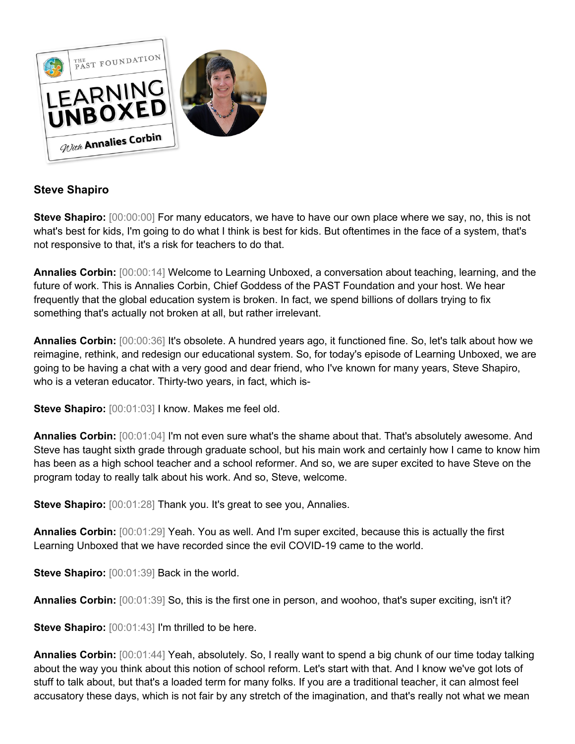## Steve Shapiro

**Steve Shapiro:** [00:00:00] For many educators, we have to have our own place where we say, no, this is not what's best for kids, I'm going to do what I think is best for kids. But oftentimes in the face of a system, that's not responsive to that, it's a risk for teachers to do that.

**Annalies Corbin:** [00:00:14] Welcome to Learning Unboxed, a conversation about teaching, learning, and the future of work. This is Annalies Corbin, Chief Goddess of the PAST Foundation and your host. We hear frequently that the global education system is broken. In fact, we spend billions of dollars trying to fix something that's actually not broken at all, but rather irrelevant.

**Annalies Corbin:** [00:00:36] It's obsolete. A hundred years ago, it functioned fine. So, let's talk about how we reimagine, rethink, and redesign our educational system. So, for today's episode of Learning Unboxed, we are going to be having a chat with a very good and dear friend, who I've known for many years, Steve Shapiro, who is a veteran educator. Thirty-two years, in fact, which is-

**Steve Shapiro:** [00:01:03] I know. Makes me feel old.

**Annalies Corbin:** [00:01:04] I'm not even sure what's the shame about that. That's absolutely awesome. And Steve has taught sixth grade through graduate school, but his main work and certainly how I came to know him has been as a high school teacher and a school reformer. And so, we are super excited to have Steve on the program today to really talk about his work. And so, Steve, welcome.

**Steve Shapiro:** [00:01:28] Thank you. It's great to see you, Annalies.

**Annalies Corbin:** [00:01:29] Yeah. You as well. And I'm super excited, because this is actually the first Learning Unboxed that we have recorded since the evil COVID-19 came to the world.

**Steve Shapiro:** [00:01:39] Back in the world.

**Annalies Corbin:** [00:01:39] So, this is the first one in person, and woohoo, that's super exciting, isn't it?

**Steve Shapiro:** [00:01:43] I'm thrilled to be here.

**Annalies Corbin:** [00:01:44] Yeah, absolutely. So, I really want to spend a big chunk of our time today talking about the way you think about this notion of school reform. Let's start with that. And I know we've got lots of stuff to talk about, but that's a loaded term for many folks. If you are a traditional teacher, it can almost feel accusatory these days, which is not fair by any stretch of the imagination, and that's really not what we mean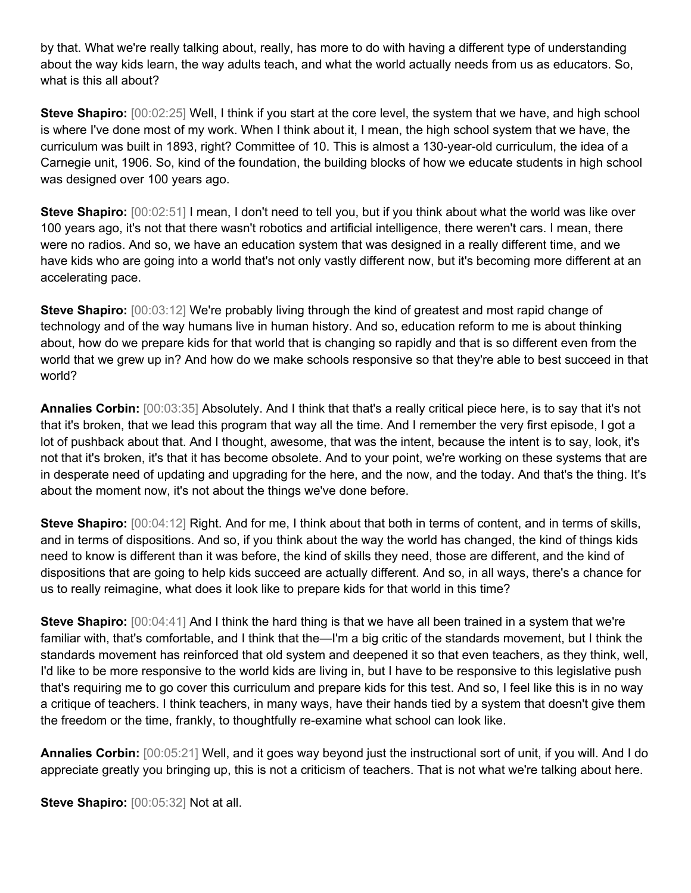by that. What we're really talking about, really, has more to do with having a different type of understanding about the way kids learn, the way adults teach, and what the world actually needs from us as educators. So, what is this all about?

**Steve Shapiro:** [00:02:25] Well, I think if you start at the core level, the system that we have, and high school is where I've done most of my work. When I think about it, I mean, the high school system that we have, the curriculum was built in 1893, right? Committee of 10. This is almost a 130-year-old curriculum, the idea of a Carnegie unit, 1906. So, kind of the foundation, the building blocks of how we educate students in high school was designed over 100 years ago.

**Steve Shapiro:** [00:02:51] I mean, I don't need to tell you, but if you think about what the world was like over 100 years ago, it's not that there wasn't robotics and artificial intelligence, there weren't cars. I mean, there were no radios. And so, we have an education system that was designed in a really different time, and we have kids who are going into a world that's not only vastly different now, but it's becoming more different at an accelerating pace.

**Steve Shapiro:** [00:03:12] We're probably living through the kind of greatest and most rapid change of technology and of the way humans live in human history. And so, education reform to me is about thinking about, how do we prepare kids for that world that is changing so rapidly and that is so different even from the world that we grew up in? And how do we make schools responsive so that they're able to best succeed in that world?

**Annalies Corbin:** [00:03:35] Absolutely. And I think that that's a really critical piece here, is to say that it's not that it's broken, that we lead this program that way all the time. And I remember the very first episode, I got a lot of pushback about that. And I thought, awesome, that was the intent, because the intent is to say, look, it's not that it's broken, it's that it has become obsolete. And to your point, we're working on these systems that are in desperate need of updating and upgrading for the here, and the now, and the today. And that's the thing. It's about the moment now, it's not about the things we've done before.

**Steve Shapiro:** [00:04:12] Right. And for me, I think about that both in terms of content, and in terms of skills, and in terms of dispositions. And so, if you think about the way the world has changed, the kind of things kids need to know is different than it was before, the kind of skills they need, those are different, and the kind of dispositions that are going to help kids succeed are actually different. And so, in all ways, there's a chance for us to really reimagine, what does it look like to prepare kids for that world in this time?

**Steve Shapiro:** [00:04:41] And I think the hard thing is that we have all been trained in a system that we're familiar with, that's comfortable, and I think that the—I'm a big critic of the standards movement, but I think the standards movement has reinforced that old system and deepened it so that even teachers, as they think, well, I'd like to be more responsive to the world kids are living in, but I have to be responsive to this legislative push that's requiring me to go cover this curriculum and prepare kids for this test. And so, I feel like this is in no way a critique of teachers. I think teachers, in many ways, have their hands tied by a system that doesn't give them the freedom or the time, frankly, to thoughtfully re-examine what school can look like.

**Annalies Corbin:** [00:05:21] Well, and it goes way beyond just the instructional sort of unit, if you will. And I do appreciate greatly you bringing up, this is not a criticism of teachers. That is not what we're talking about here.

**Steve Shapiro:** [00:05:32] Not at all.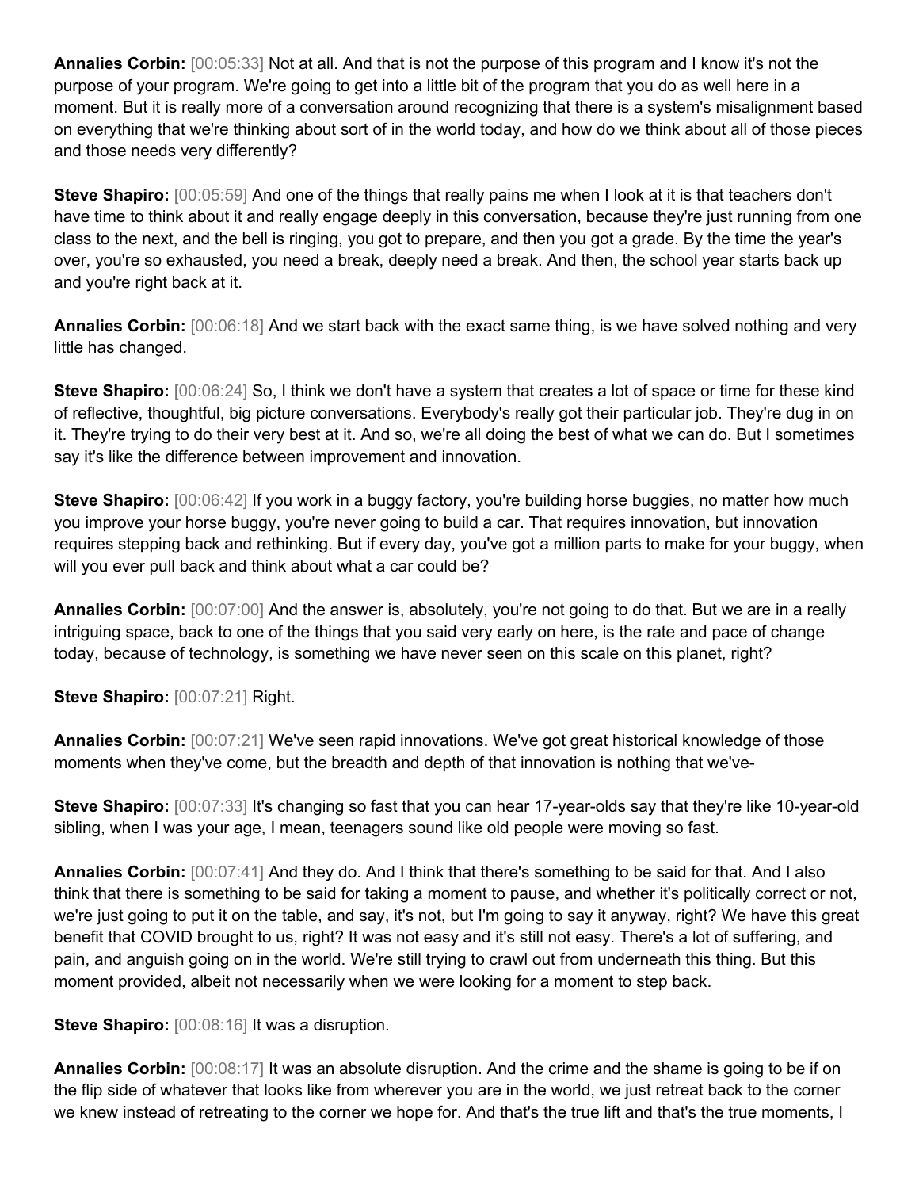**Annalies Corbin:** [00:05:33] Not at all. And that is not the purpose of this program and I know it's not the purpose of your program. We're going to get into a little bit of the program that you do as well here in a moment. But it is really more of a conversation around recognizing that there is a system's misalignment based on everything that we're thinking about sort of in the world today, and how do we think about all of those pieces and those needs very differently?

**Steve Shapiro:** [00:05:59] And one of the things that really pains me when I look at it is that teachers don't have time to think about it and really engage deeply in this conversation, because they're just running from one class to the next, and the bell is ringing, you got to prepare, and then you got a grade. By the time the year's over, you're so exhausted, you need a break, deeply need a break. And then, the school year starts back up and you're right back at it.

**Annalies Corbin:** [00:06:18] And we start back with the exact same thing, is we have solved nothing and very little has changed.

**Steve Shapiro:** [00:06:24] So, I think we don't have a system that creates a lot of space or time for these kind of reflective, thoughtful, big picture conversations. Everybody's really got their particular job. They're dug in on it. They're trying to do their very best at it. And so, we're all doing the best of what we can do. But I sometimes say it's like the difference between improvement and innovation.

**Steve Shapiro:** [00:06:42] If you work in a buggy factory, you're building horse buggies, no matter how much you improve your horse buggy, you're never going to build a car. That requires innovation, but innovation requires stepping back and rethinking. But if every day, you've got a million parts to make for your buggy, when will you ever pull back and think about what a car could be?

**Annalies Corbin:** [00:07:00] And the answer is, absolutely, you're not going to do that. But we are in a really intriguing space, back to one of the things that you said very early on here, is the rate and pace of change today, because of technology, is something we have never seen on this scale on this planet, right?

**Steve Shapiro:** [00:07:21] Right.

**Annalies Corbin:** [00:07:21] We've seen rapid innovations. We've got great historical knowledge of those moments when they've come, but the breadth and depth of that innovation is nothing that we've-

**Steve Shapiro:** [00:07:33] It's changing so fast that you can hear 17-year-olds say that they're like 10-year-old sibling, when I was your age, I mean, teenagers sound like old people were moving so fast.

**Annalies Corbin:** [00:07:41] And they do. And I think that there's something to be said for that. And I also think that there is something to be said for taking a moment to pause, and whether it's politically correct or not, we're just going to put it on the table, and say, it's not, but I'm going to say it anyway, right? We have this great benefit that COVID brought to us, right? It was not easy and it's still not easy. There's a lot of suffering, and pain, and anguish going on in the world. We're still trying to crawl out from underneath this thing. But this moment provided, albeit not necessarily when we were looking for a moment to step back.

**Steve Shapiro:** [00:08:16] It was a disruption.

**Annalies Corbin:** [00:08:17] It was an absolute disruption. And the crime and the shame is going to be if on the flip side of whatever that looks like from wherever you are in the world, we just retreat back to the corner we knew instead of retreating to the corner we hope for. And that's the true lift and that's the true moments, I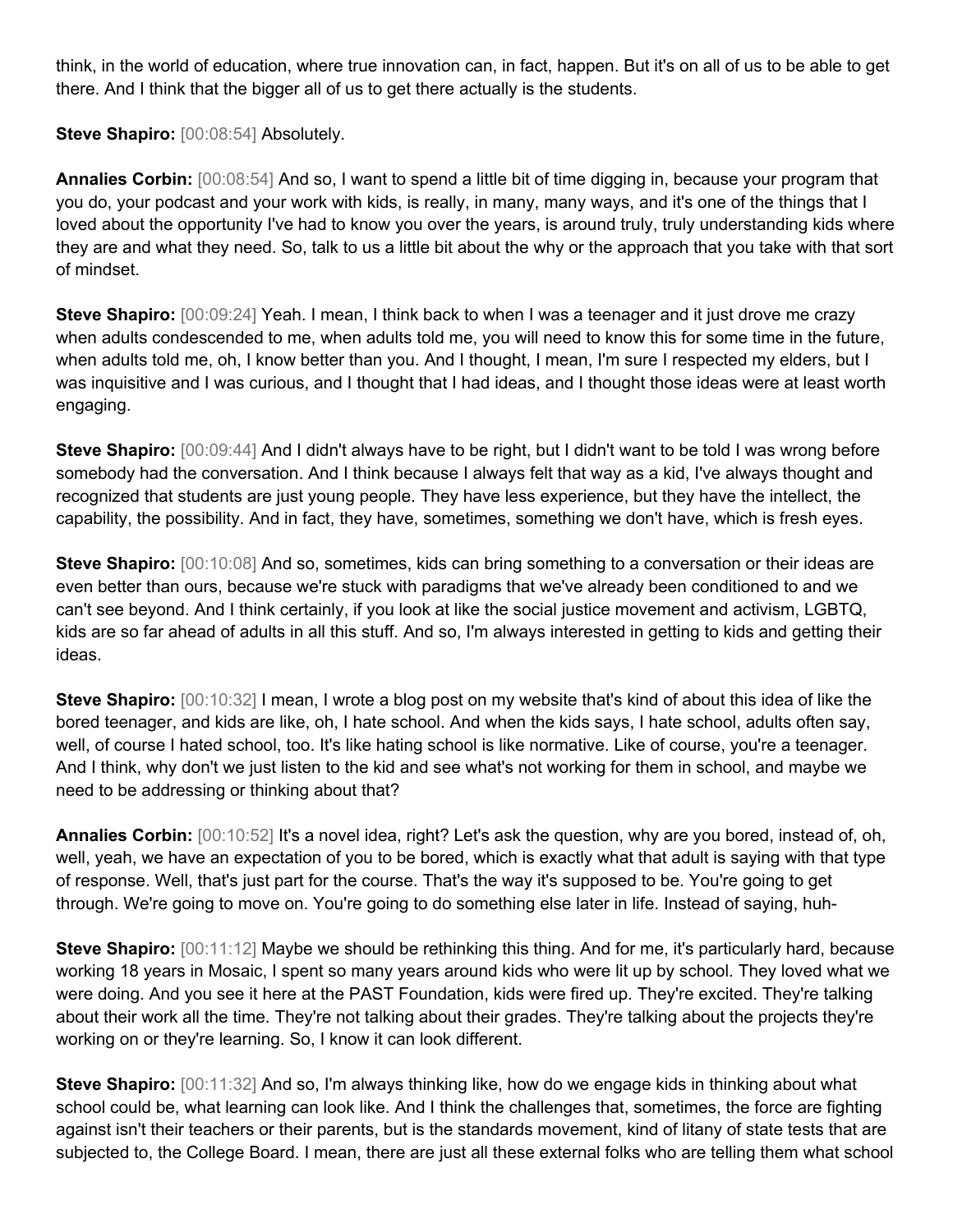think, in the world of education, where true innovation can, in fact, happen. But it's on all of us to be able to get there. And I think that the bigger all of us to get there actually is the students.

**Steve Shapiro:** [00:08:54] Absolutely.

**Annalies Corbin:** [00:08:54] And so, I want to spend a little bit of time digging in, because your program that you do, your podcast and your work with kids, is really, in many, many ways, and it's one of the things that I loved about the opportunity I've had to know you over the years, is around truly, truly understanding kids where they are and what they need. So, talk to us a little bit about the why or the approach that you take with that sort of mindset.

**Steve Shapiro:** [00:09:24] Yeah. I mean, I think back to when I was a teenager and it just drove me crazy when adults condescended to me, when adults told me, you will need to know this for some time in the future, when adults told me, oh, I know better than you. And I thought, I mean, I'm sure I respected my elders, but I was inquisitive and I was curious, and I thought that I had ideas, and I thought those ideas were at least worth engaging.

**Steve Shapiro:** [00:09:44] And I didn't always have to be right, but I didn't want to be told I was wrong before somebody had the conversation. And I think because I always felt that way as a kid, I've always thought and recognized that students are just young people. They have less experience, but they have the intellect, the capability, the possibility. And in fact, they have, sometimes, something we don't have, which is fresh eyes.

**Steve Shapiro:** [00:10:08] And so, sometimes, kids can bring something to a conversation or their ideas are even better than ours, because we're stuck with paradigms that we've already been conditioned to and we can't see beyond. And I think certainly, if you look at like the social justice movement and activism, LGBTQ, kids are so far ahead of adults in all this stuff. And so, I'm always interested in getting to kids and getting their ideas.

**Steve Shapiro:** [00:10:32] I mean, I wrote a blog post on my website that's kind of about this idea of like the bored teenager, and kids are like, oh, I hate school. And when the kids says, I hate school, adults often say, well, of course I hated school, too. It's like hating school is like normative. Like of course, you're a teenager. And I think, why don't we just listen to the kid and see what's not working for them in school, and maybe we need to be addressing or thinking about that?

**Annalies Corbin:** [00:10:52] It's a novel idea, right? Let's ask the question, why are you bored, instead of, oh, well, yeah, we have an expectation of you to be bored, which is exactly what that adult is saying with that type of response. Well, that's just part for the course. That's the way it's supposed to be. You're going to get through. We're going to move on. You're going to do something else later in life. Instead of saying, huh-

**Steve Shapiro:** [00:11:12] Maybe we should be rethinking this thing. And for me, it's particularly hard, because working 18 years in Mosaic, I spent so many years around kids who were lit up by school. They loved what we were doing. And you see it here at the PAST Foundation, kids were fired up. They're excited. They're talking about their work all the time. They're not talking about their grades. They're talking about the projects they're working on or they're learning. So, I know it can look different.

**Steve Shapiro:** [00:11:32] And so, I'm always thinking like, how do we engage kids in thinking about what school could be, what learning can look like. And I think the challenges that, sometimes, the force are fighting against isn't their teachers or their parents, but is the standards movement, kind of litany of state tests that are subjected to, the College Board. I mean, there are just all these external folks who are telling them what school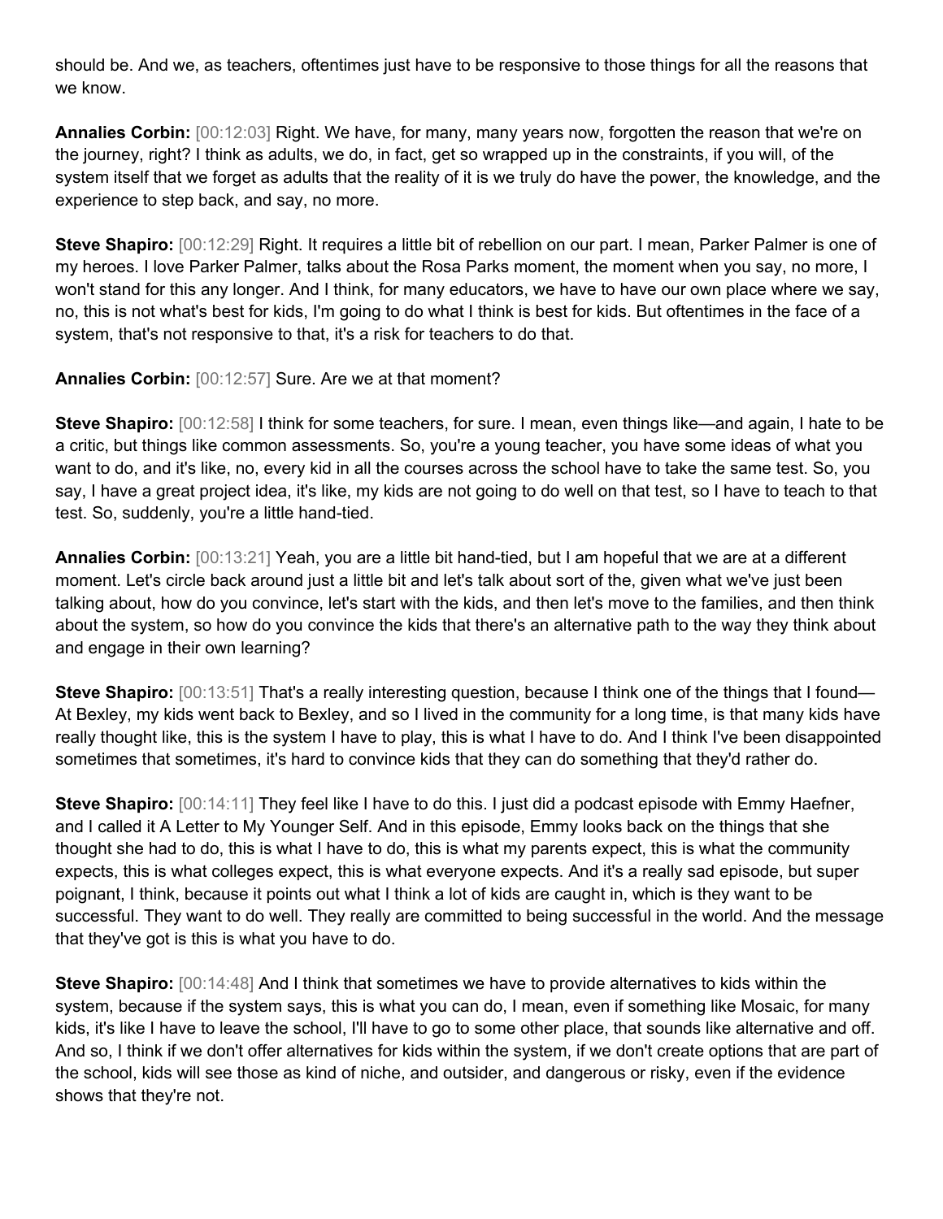should be. And we, as teachers, oftentimes just have to be responsive to those things for all the reasons that we know.

**Annalies Corbin:** [00:12:03] Right. We have, for many, many years now, forgotten the reason that we're on the journey, right? I think as adults, we do, in fact, get so wrapped up in the constraints, if you will, of the system itself that we forget as adults that the reality of it is we truly do have the power, the knowledge, and the experience to step back, and say, no more.

**Steve Shapiro:** [00:12:29] Right. It requires a little bit of rebellion on our part. I mean, Parker Palmer is one of my heroes. I love Parker Palmer, talks about the Rosa Parks moment, the moment when you say, no more, I won't stand for this any longer. And I think, for many educators, we have to have our own place where we say, no, this is not what's best for kids, I'm going to do what I think is best for kids. But oftentimes in the face of a system, that's not responsive to that, it's a risk for teachers to do that.

**Annalies Corbin:** [00:12:57] Sure. Are we at that moment?

**Steve Shapiro:** [00:12:58] I think for some teachers, for sure. I mean, even things like—and again, I hate to be a critic, but things like common assessments. So, you're a young teacher, you have some ideas of what you want to do, and it's like, no, every kid in all the courses across the school have to take the same test. So, you say, I have a great project idea, it's like, my kids are not going to do well on that test, so I have to teach to that test. So, suddenly, you're a little hand-tied.

**Annalies Corbin:** [00:13:21] Yeah, you are a little bit hand-tied, but I am hopeful that we are at a different moment. Let's circle back around just a little bit and let's talk about sort of the, given what we've just been talking about, how do you convince, let's start with the kids, and then let's move to the families, and then think about the system, so how do you convince the kids that there's an alternative path to the way they think about and engage in their own learning?

**Steve Shapiro:** [00:13:51] That's a really interesting question, because I think one of the things that I found—At Bexley, my kids went back to Bexley, and so I lived in the community for a long time, is that many kids have really thought like, this is the system I have to play, this is what I have to do. And I think I've been disappointed sometimes that sometimes, it's hard to convince kids that they can do something that they'd rather do.

**Steve Shapiro:** [00:14:11] They feel like I have to do this. I just did a podcast episode with Emmy Haefner, and I called it A Letter to My Younger Self. And in this episode, Emmy looks back on the things that she thought she had to do, this is what I have to do, this is what my parents expect, this is what the community expects, this is what colleges expect, this is what everyone expects. And it's a really sad episode, but super poignant, I think, because it points out what I think a lot of kids are caught in, which is they want to be successful. They want to do well. They really are committed to being successful in the world. And the message that they've got is this is what you have to do.

**Steve Shapiro:** [00:14:48] And I think that sometimes we have to provide alternatives to kids within the system, because if the system says, this is what you can do, I mean, even if something like Mosaic, for many kids, it's like I have to leave the school, I'll have to go to some other place, that sounds like alternative and off. And so, I think if we don't offer alternatives for kids within the system, if we don't create options that are part of the school, kids will see those as kind of niche, and outsider, and dangerous or risky, even if the evidence shows that they're not.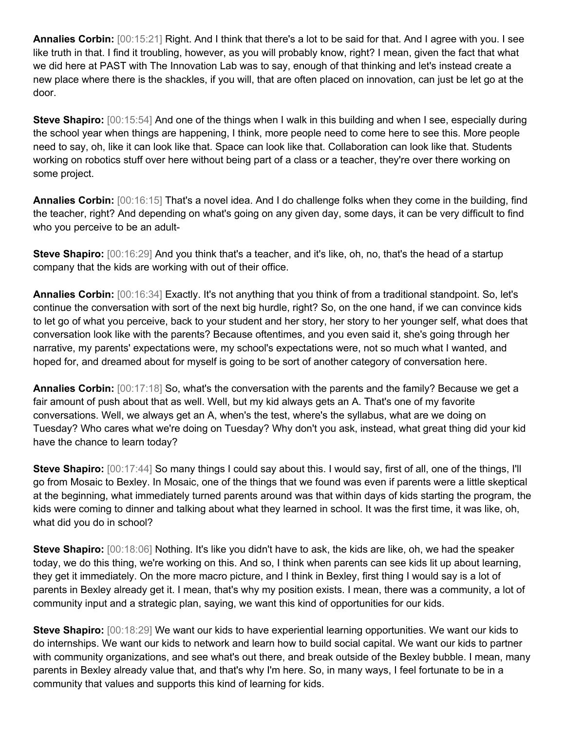**Annalies Corbin:** [00:15:21] Right. And I think that there's a lot to be said for that. And I agree with you. I see like truth in that. I find it troubling, however, as you will probably know, right? I mean, given the fact that what we did here at PAST with The Innovation Lab was to say, enough of that thinking and let's instead create a new place where there is the shackles, if you will, that are often placed on innovation, can just be let go at the door.

**Steve Shapiro:** [00:15:54] And one of the things when I walk in this building and when I see, especially during the school year when things are happening, I think, more people need to come here to see this. More people need to say, oh, like it can look like that. Space can look like that. Collaboration can look like that. Students working on robotics stuff over here without being part of a class or a teacher, they're over there working on some project.

**Annalies Corbin:** [00:16:15] That's a novel idea. And I do challenge folks when they come in the building, find the teacher, right? And depending on what's going on any given day, some days, it can be very difficult to find who you perceive to be an adult-

**Steve Shapiro:** [00:16:29] And you think that's a teacher, and it's like, oh, no, that's the head of a startup company that the kids are working with out of their office.

**Annalies Corbin:** [00:16:34] Exactly. It's not anything that you think of from a traditional standpoint. So, let's continue the conversation with sort of the next big hurdle, right? So, on the one hand, if we can convince kids to let go of what you perceive, back to your student and her story, her story to her younger self, what does that conversation look like with the parents? Because oftentimes, and you even said it, she's going through her narrative, my parents' expectations were, my school's expectations were, not so much what I wanted, and hoped for, and dreamed about for myself is going to be sort of another category of conversation here.

**Annalies Corbin:** [00:17:18] So, what's the conversation with the parents and the family? Because we get a fair amount of push about that as well. Well, but my kid always gets an A. That's one of my favorite conversations. Well, we always get an A, when's the test, where's the syllabus, what are we doing on Tuesday? Who cares what we're doing on Tuesday? Why don't you ask, instead, what great thing did your kid have the chance to learn today?

**Steve Shapiro:** [00:17:44] So many things I could say about this. I would say, first of all, one of the things, I'll go from Mosaic to Bexley. In Mosaic, one of the things that we found was even if parents were a little skeptical at the beginning, what immediately turned parents around was that within days of kids starting the program, the kids were coming to dinner and talking about what they learned in school. It was the first time, it was like, oh, what did you do in school?

**Steve Shapiro:** [00:18:06] Nothing. It's like you didn't have to ask, the kids are like, oh, we had the speaker today, we do this thing, we're working on this. And so, I think when parents can see kids lit up about learning, they get it immediately. On the more macro picture, and I think in Bexley, first thing I would say is a lot of parents in Bexley already get it. I mean, that's why my position exists. I mean, there was a community, a lot of community input and a strategic plan, saying, we want this kind of opportunities for our kids.

**Steve Shapiro:** [00:18:29] We want our kids to have experiential learning opportunities. We want our kids to do internships. We want our kids to network and learn how to build social capital. We want our kids to partner with community organizations, and see what's out there, and break outside of the Bexley bubble. I mean, many parents in Bexley already value that, and that's why I'm here. So, in many ways, I feel fortunate to be in a community that values and supports this kind of learning for kids.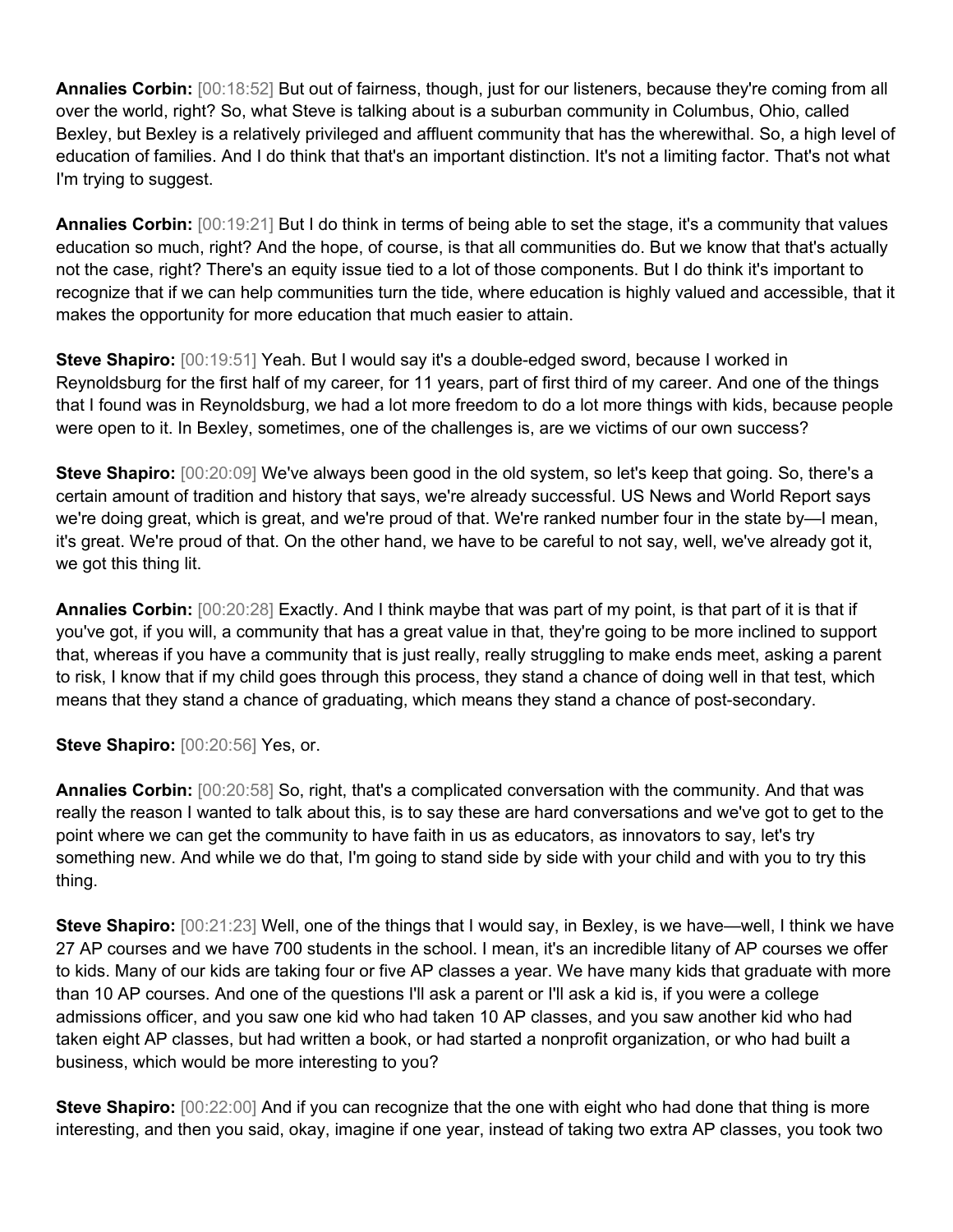**Annalies Corbin:** [00:18:52] But out of fairness, though, just for our listeners, because they're coming from all over the world, right? So, what Steve is talking about is a suburban community in Columbus, Ohio, called Bexley, but Bexley is a relatively privileged and affluent community that has the wherewithal. So, a high level of education of families. And I do think that that's an important distinction. It's not a limiting factor. That's not what I'm trying to suggest.

**Annalies Corbin:** [00:19:21] But I do think in terms of being able to set the stage, it's a community that values education so much, right? And the hope, of course, is that all communities do. But we know that that's actually not the case, right? There's an equity issue tied to a lot of those components. But I do think it's important to recognize that if we can help communities turn the tide, where education is highly valued and accessible, that it makes the opportunity for more education that much easier to attain.

**Steve Shapiro:** [00:19:51] Yeah. But I would say it's a double-edged sword, because I worked in Reynoldsburg for the first half of my career, for 11 years, part of first third of my career. And one of the things that I found was in Reynoldsburg, we had a lot more freedom to do a lot more things with kids, because people were open to it. In Bexley, sometimes, one of the challenges is, are we victims of our own success?

**Steve Shapiro:** [00:20:09] We've always been good in the old system, so let's keep that going. So, there's a certain amount of tradition and history that says, we're already successful. US News and World Report says we're doing great, which is great, and we're proud of that. We're ranked number four in the state by—I mean, it's great. We're proud of that. On the other hand, we have to be careful to not say, well, we've already got it, we got this thing lit.

**Annalies Corbin:** [00:20:28] Exactly. And I think maybe that was part of my point, is that part of it is that if you've got, if you will, a community that has a great value in that, they're going to be more inclined to support that, whereas if you have a community that is just really, really struggling to make ends meet, asking a parent to risk, I know that if my child goes through this process, they stand a chance of doing well in that test, which means that they stand a chance of graduating, which means they stand a chance of post-secondary.

**Steve Shapiro:** [00:20:56] Yes, or.

**Annalies Corbin:** [00:20:58] So, right, that's a complicated conversation with the community. And that was really the reason I wanted to talk about this, is to say these are hard conversations and we've got to get to the point where we can get the community to have faith in us as educators, as innovators to say, let's try something new. And while we do that, I'm going to stand side by side with your child and with you to try this thing.

**Steve Shapiro:** [00:21:23] Well, one of the things that I would say, in Bexley, is we have—well, I think we have 27 AP courses and we have 700 students in the school. I mean, it's an incredible litany of AP courses we offer to kids. Many of our kids are taking four or five AP classes a year. We have many kids that graduate with more than 10 AP courses. And one of the questions I'll ask a parent or I'll ask a kid is, if you were a college admissions officer, and you saw one kid who had taken 10 AP classes, and you saw another kid who had taken eight AP classes, but had written a book, or had started a nonprofit organization, or who had built a business, which would be more interesting to you?

**Steve Shapiro:** [00:22:00] And if you can recognize that the one with eight who had done that thing is more interesting, and then you said, okay, imagine if one year, instead of taking two extra AP classes, you took two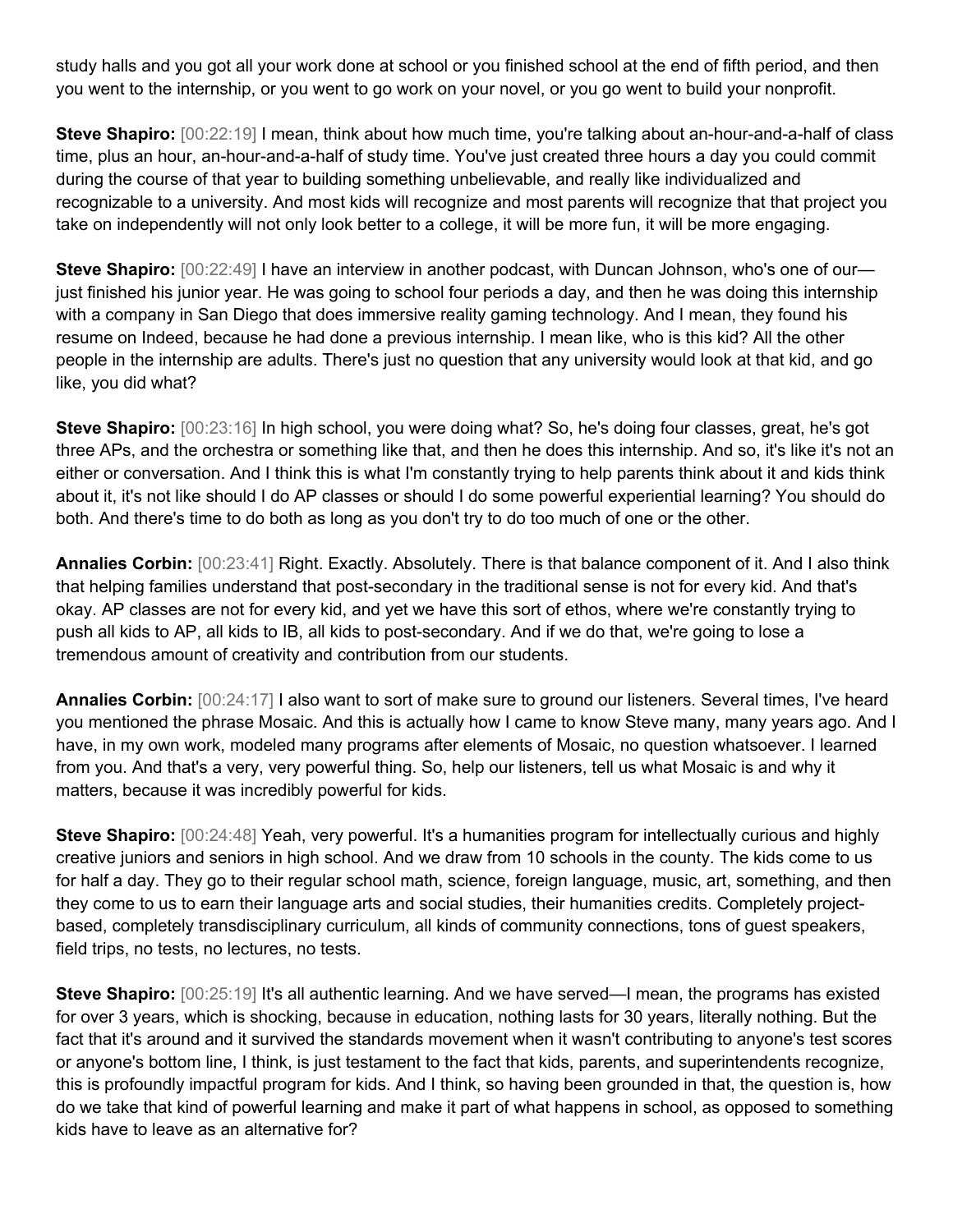study halls and you got all your work done at school or you finished school at the end of fifth period, and then you went to the internship, or you went to go work on your novel, or you go went to build your nonprofit.

**Steve Shapiro:** [00:22:19] I mean, think about how much time, you're talking about an-hour-and-a-half of class time, plus an hour, an-hour-and-a-half of study time. You've just created three hours a day you could commit during the course of that year to building something unbelievable, and really like individualized and recognizable to a university. And most kids will recognize and most parents will recognize that that project you take on independently will not only look better to a college, it will be more fun, it will be more engaging.

**Steve Shapiro:** [00:22:49] I have an interview in another podcast, with Duncan Johnson, who's one of our—just finished his junior year. He was going to school four periods a day, and then he was doing this internship with a company in San Diego that does immersive reality gaming technology. And I mean, they found his resume on Indeed, because he had done a previous internship. I mean like, who is this kid? All the other people in the internship are adults. There's just no question that any university would look at that kid, and go like, you did what?

**Steve Shapiro:** [00:23:16] In high school, you were doing what? So, he's doing four classes, great, he's got three APs, and the orchestra or something like that, and then he does this internship. And so, it's like it's not an either or conversation. And I think this is what I'm constantly trying to help parents think about it and kids think about it, it's not like should I do AP classes or should I do some powerful experiential learning? You should do both. And there's time to do both as long as you don't try to do too much of one or the other.

**Annalies Corbin:** [00:23:41] Right. Exactly. Absolutely. There is that balance component of it. And I also think that helping families understand that post-secondary in the traditional sense is not for every kid. And that's okay. AP classes are not for every kid, and yet we have this sort of ethos, where we're constantly trying to push all kids to AP, all kids to IB, all kids to post-secondary. And if we do that, we're going to lose a tremendous amount of creativity and contribution from our students.

**Annalies Corbin:** [00:24:17] I also want to sort of make sure to ground our listeners. Several times, I've heard you mentioned the phrase Mosaic. And this is actually how I came to know Steve many, many years ago. And I have, in my own work, modeled many programs after elements of Mosaic, no question whatsoever. I learned from you. And that's a very, very powerful thing. So, help our listeners, tell us what Mosaic is and why it matters, because it was incredibly powerful for kids.

**Steve Shapiro:** [00:24:48] Yeah, very powerful. It's a humanities program for intellectually curious and highly creative juniors and seniors in high school. And we draw from 10 schools in the county. The kids come to us for half a day. They go to their regular school math, science, foreign language, music, art, something, and then they come to us to earn their language arts and social studies, their humanities credits. Completely project-based, completely transdisciplinary curriculum, all kinds of community connections, tons of guest speakers, field trips, no tests, no lectures, no tests.

**Steve Shapiro:** [00:25:19] It's all authentic learning. And we have served—I mean, the programs has existed for over 3 years, which is shocking, because in education, nothing lasts for 30 years, literally nothing. But the fact that it's around and it survived the standards movement when it wasn't contributing to anyone's test scores or anyone's bottom line, I think, is just testament to the fact that kids, parents, and superintendents recognize, this is profoundly impactful program for kids. And I think, so having been grounded in that, the question is, how do we take that kind of powerful learning and make it part of what happens in school, as opposed to something kids have to leave as an alternative for?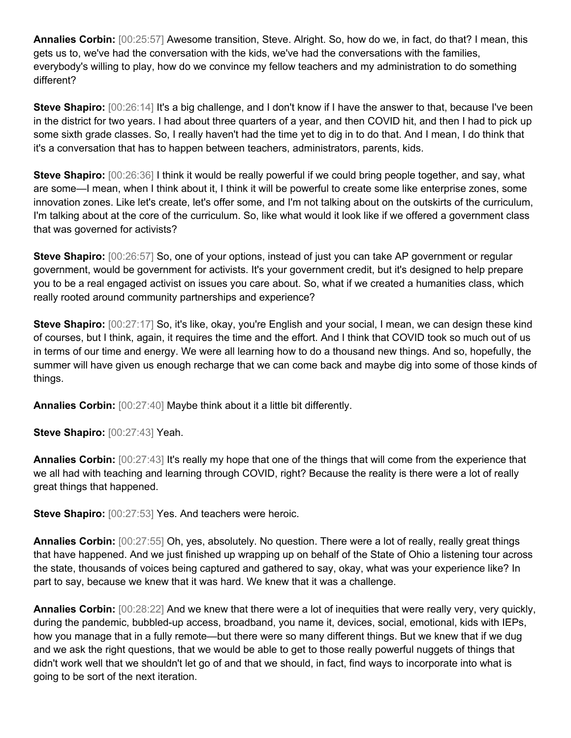**Annalies Corbin:** [00:25:57] Awesome transition, Steve. Alright. So, how do we, in fact, do that? I mean, this gets us to, we've had the conversation with the kids, we've had the conversations with the families, everybody's willing to play, how do we convince my fellow teachers and my administration to do something different?

**Steve Shapiro:** [00:26:14] It's a big challenge, and I don't know if I have the answer to that, because I've been in the district for two years. I had about three quarters of a year, and then COVID hit, and then I had to pick up some sixth grade classes. So, I really haven't had the time yet to dig in to do that. And I mean, I do think that it's a conversation that has to happen between teachers, administrators, parents, kids.

**Steve Shapiro:** [00:26:36] I think it would be really powerful if we could bring people together, and say, what are some—I mean, when I think about it, I think it will be powerful to create some like enterprise zones, some innovation zones. Like let's create, let's offer some, and I'm not talking about on the outskirts of the curriculum, I'm talking about at the core of the curriculum. So, like what would it look like if we offered a government class that was governed for activists?

**Steve Shapiro:** [00:26:57] So, one of your options, instead of just you can take AP government or regular government, would be government for activists. It's your government credit, but it's designed to help prepare you to be a real engaged activist on issues you care about. So, what if we created a humanities class, which really rooted around community partnerships and experience?

**Steve Shapiro:** [00:27:17] So, it's like, okay, you're English and your social, I mean, we can design these kind of courses, but I think, again, it requires the time and the effort. And I think that COVID took so much out of us in terms of our time and energy. We were all learning how to do a thousand new things. And so, hopefully, the summer will have given us enough recharge that we can come back and maybe dig into some of those kinds of things.

**Annalies Corbin:** [00:27:40] Maybe think about it a little bit differently.

**Steve Shapiro:** [00:27:43] Yeah.

**Annalies Corbin:** [00:27:43] It's really my hope that one of the things that will come from the experience that we all had with teaching and learning through COVID, right? Because the reality is there were a lot of really great things that happened.

**Steve Shapiro:** [00:27:53] Yes. And teachers were heroic.

**Annalies Corbin:** [00:27:55] Oh, yes, absolutely. No question. There were a lot of really, really great things that have happened. And we just finished up wrapping up on behalf of the State of Ohio a listening tour across the state, thousands of voices being captured and gathered to say, okay, what was your experience like? In part to say, because we knew that it was hard. We knew that it was a challenge.

**Annalies Corbin:** [00:28:22] And we knew that there were a lot of inequities that were really very, very quickly, during the pandemic, bubbled-up access, broadband, you name it, devices, social, emotional, kids with IEPs, how you manage that in a fully remote—but there were so many different things. But we knew that if we dug and we ask the right questions, that we would be able to get to those really powerful nuggets of things that didn't work well that we shouldn't let go of and that we should, in fact, find ways to incorporate into what is going to be sort of the next iteration.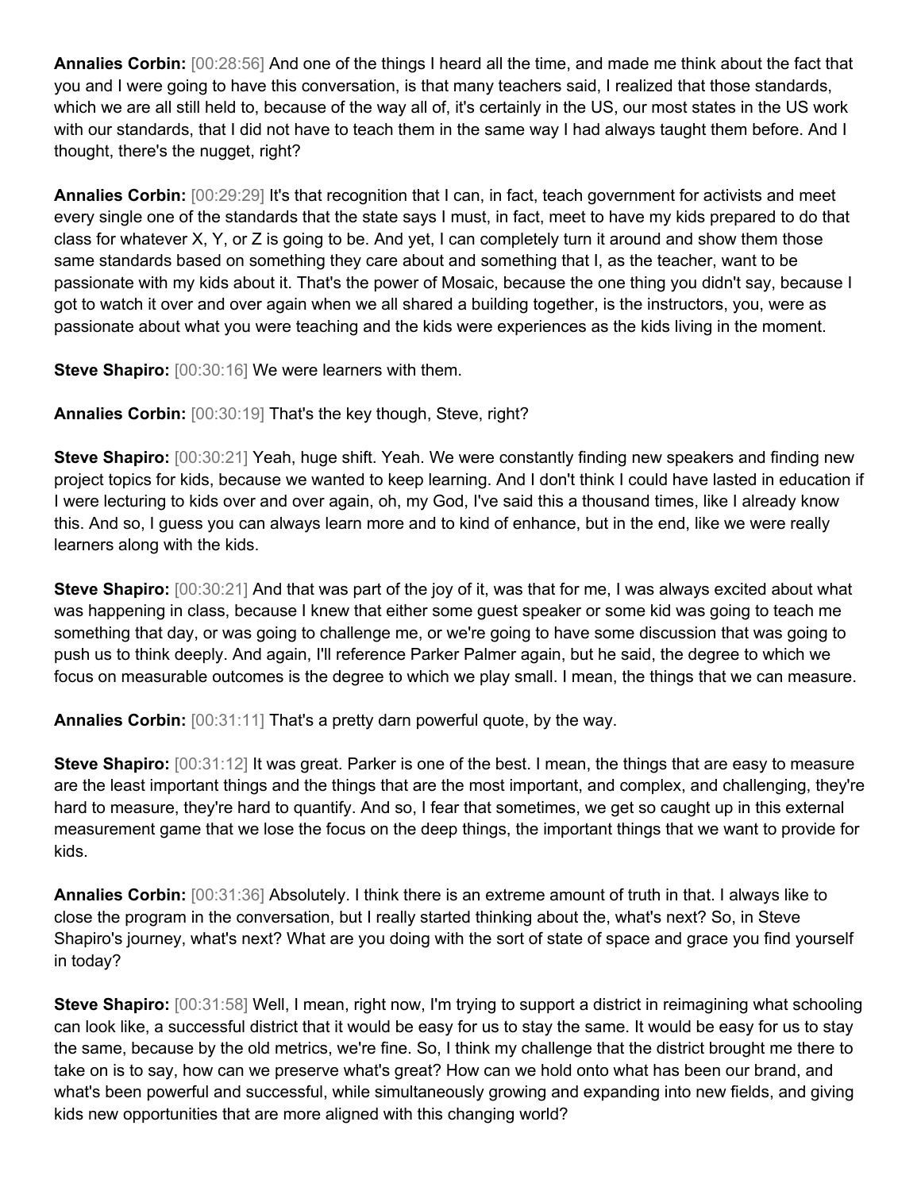**Annalies Corbin:** [00:28:56] And one of the things I heard all the time, and made me think about the fact that you and I were going to have this conversation, is that many teachers said, I realized that those standards, which we are all still held to, because of the way all of, it's certainly in the US, our most states in the US work with our standards, that I did not have to teach them in the same way I had always taught them before. And I thought, there's the nugget, right?

**Annalies Corbin:** [00:29:29] It's that recognition that I can, in fact, teach government for activists and meet every single one of the standards that the state says I must, in fact, meet to have my kids prepared to do that class for whatever X, Y, or Z is going to be. And yet, I can completely turn it around and show them those same standards based on something they care about and something that I, as the teacher, want to be passionate with my kids about it. That's the power of Mosaic, because the one thing you didn't say, because I got to watch it over and over again when we all shared a building together, is the instructors, you, were as passionate about what you were teaching and the kids were experiences as the kids living in the moment.

**Steve Shapiro:** [00:30:16] We were learners with them.

**Annalies Corbin:** [00:30:19] That's the key though, Steve, right?

**Steve Shapiro:** [00:30:21] Yeah, huge shift. Yeah. We were constantly finding new speakers and finding new project topics for kids, because we wanted to keep learning. And I don't think I could have lasted in education if I were lecturing to kids over and over again, oh, my God, I've said this a thousand times, like I already know this. And so, I guess you can always learn more and to kind of enhance, but in the end, like we were really learners along with the kids.

**Steve Shapiro:** [00:30:21] And that was part of the joy of it, was that for me, I was always excited about what was happening in class, because I knew that either some guest speaker or some kid was going to teach me something that day, or was going to challenge me, or we're going to have some discussion that was going to push us to think deeply. And again, I'll reference Parker Palmer again, but he said, the degree to which we focus on measurable outcomes is the degree to which we play small. I mean, the things that we can measure.

**Annalies Corbin:** [00:31:11] That's a pretty darn powerful quote, by the way.

**Steve Shapiro:** [00:31:12] It was great. Parker is one of the best. I mean, the things that are easy to measure are the least important things and the things that are the most important, and complex, and challenging, they're hard to measure, they're hard to quantify. And so, I fear that sometimes, we get so caught up in this external measurement game that we lose the focus on the deep things, the important things that we want to provide for kids.

**Annalies Corbin:** [00:31:36] Absolutely. I think there is an extreme amount of truth in that. I always like to close the program in the conversation, but I really started thinking about the, what's next? So, in Steve Shapiro's journey, what's next? What are you doing with the sort of state of space and grace you find yourself in today?

**Steve Shapiro:** [00:31:58] Well, I mean, right now, I'm trying to support a district in reimagining what schooling can look like, a successful district that it would be easy for us to stay the same. It would be easy for us to stay the same, because by the old metrics, we're fine. So, I think my challenge that the district brought me there to take on is to say, how can we preserve what's great? How can we hold onto what has been our brand, and what's been powerful and successful, while simultaneously growing and expanding into new fields, and giving kids new opportunities that are more aligned with this changing world?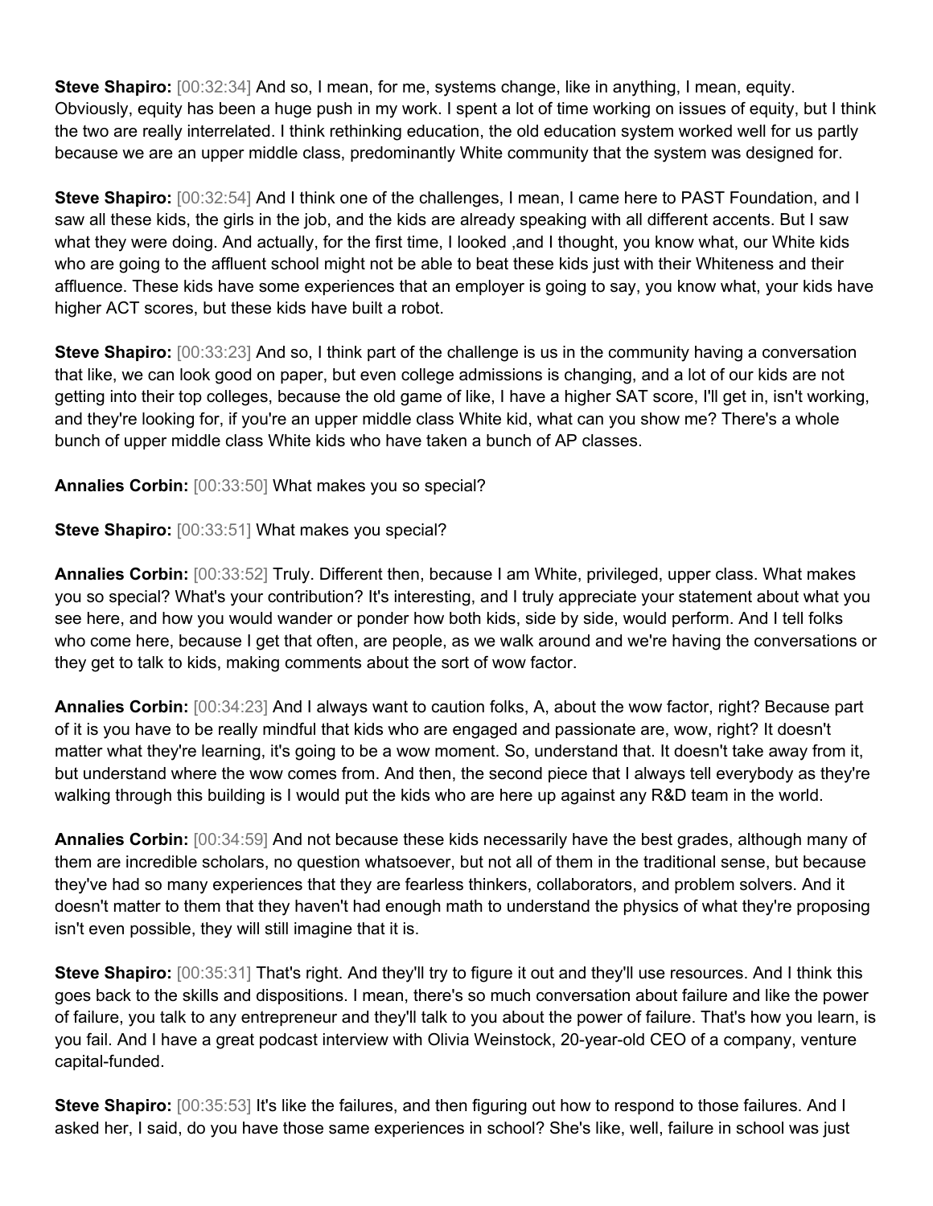**Steve Shapiro:** [00:32:34] And so, I mean, for me, systems change, like in anything, I mean, equity. Obviously, equity has been a huge push in my work. I spent a lot of time working on issues of equity, but I think the two are really interrelated. I think rethinking education, the old education system worked well for us partly because we are an upper middle class, predominantly White community that the system was designed for.

**Steve Shapiro:** [00:32:54] And I think one of the challenges, I mean, I came here to PAST Foundation, and I saw all these kids, the girls in the job, and the kids are already speaking with all different accents. But I saw what they were doing. And actually, for the first time, I looked ,and I thought, you know what, our White kids who are going to the affluent school might not be able to beat these kids just with their Whiteness and their affluence. These kids have some experiences that an employer is going to say, you know what, your kids have higher ACT scores, but these kids have built a robot.

**Steve Shapiro:** [00:33:23] And so, I think part of the challenge is us in the community having a conversation that like, we can look good on paper, but even college admissions is changing, and a lot of our kids are not getting into their top colleges, because the old game of like, I have a higher SAT score, I'll get in, isn't working, and they're looking for, if you're an upper middle class White kid, what can you show me? There's a whole bunch of upper middle class White kids who have taken a bunch of AP classes.

**Annalies Corbin:** [00:33:50] What makes you so special?

**Steve Shapiro:** [00:33:51] What makes you special?

**Annalies Corbin:** [00:33:52] Truly. Different then, because I am White, privileged, upper class. What makes you so special? What's your contribution? It's interesting, and I truly appreciate your statement about what you see here, and how you would wander or ponder how both kids, side by side, would perform. And I tell folks who come here, because I get that often, are people, as we walk around and we're having the conversations or they get to talk to kids, making comments about the sort of wow factor.

**Annalies Corbin:** [00:34:23] And I always want to caution folks, A, about the wow factor, right? Because part of it is you have to be really mindful that kids who are engaged and passionate are, wow, right? It doesn't matter what they're learning, it's going to be a wow moment. So, understand that. It doesn't take away from it, but understand where the wow comes from. And then, the second piece that I always tell everybody as they're walking through this building is I would put the kids who are here up against any R&D team in the world.

**Annalies Corbin:** [00:34:59] And not because these kids necessarily have the best grades, although many of them are incredible scholars, no question whatsoever, but not all of them in the traditional sense, but because they've had so many experiences that they are fearless thinkers, collaborators, and problem solvers. And it doesn't matter to them that they haven't had enough math to understand the physics of what they're proposing isn't even possible, they will still imagine that it is.

**Steve Shapiro:** [00:35:31] That's right. And they'll try to figure it out and they'll use resources. And I think this goes back to the skills and dispositions. I mean, there's so much conversation about failure and like the power of failure, you talk to any entrepreneur and they'll talk to you about the power of failure. That's how you learn, is you fail. And I have a great podcast interview with Olivia Weinstock, 20-year-old CEO of a company, venture capital-funded.

**Steve Shapiro:** [00:35:53] It's like the failures, and then figuring out how to respond to those failures. And I asked her, I said, do you have those same experiences in school? She's like, well, failure in school was just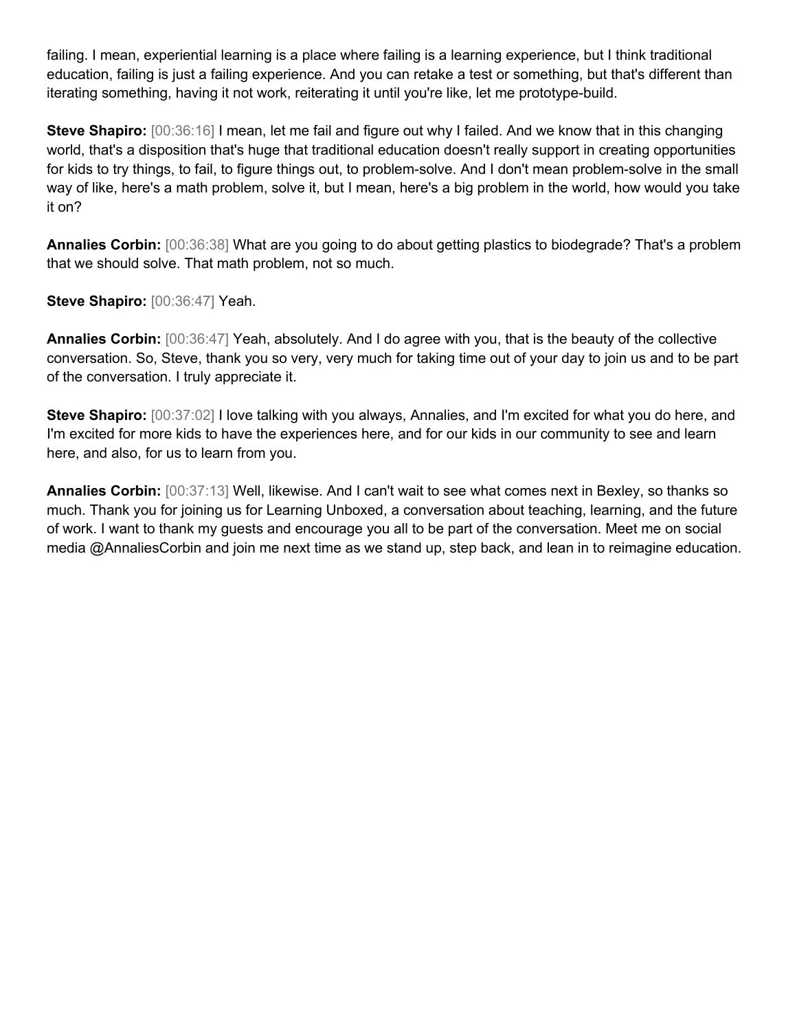failing. I mean, experiential learning is a place where failing is a learning experience, but I think traditional education, failing is just a failing experience. And you can retake a test or something, but that's different than iterating something, having it not work, reiterating it until you're like, let me prototype-build.

**Steve Shapiro:** [00:36:16] I mean, let me fail and figure out why I failed. And we know that in this changing world, that's a disposition that's huge that traditional education doesn't really support in creating opportunities for kids to try things, to fail, to figure things out, to problem-solve. And I don't mean problem-solve in the small way of like, here's a math problem, solve it, but I mean, here's a big problem in the world, how would you take it on?

**Annalies Corbin:** [00:36:38] What are you going to do about getting plastics to biodegrade? That's a problem that we should solve. That math problem, not so much.

**Steve Shapiro:** [00:36:47] Yeah.

**Annalies Corbin:** [00:36:47] Yeah, absolutely. And I do agree with you, that is the beauty of the collective conversation. So, Steve, thank you so very, very much for taking time out of your day to join us and to be part of the conversation. I truly appreciate it.

**Steve Shapiro:** [00:37:02] I love talking with you always, Annalies, and I'm excited for what you do here, and I'm excited for more kids to have the experiences here, and for our kids in our community to see and learn here, and also, for us to learn from you.

**Annalies Corbin:** [00:37:13] Well, likewise. And I can't wait to see what comes next in Bexley, so thanks so much. Thank you for joining us for Learning Unboxed, a conversation about teaching, learning, and the future of work. I want to thank my guests and encourage you all to be part of the conversation. Meet me on social media @AnnaliesCorbin and join me next time as we stand up, step back, and lean in to reimagine education.